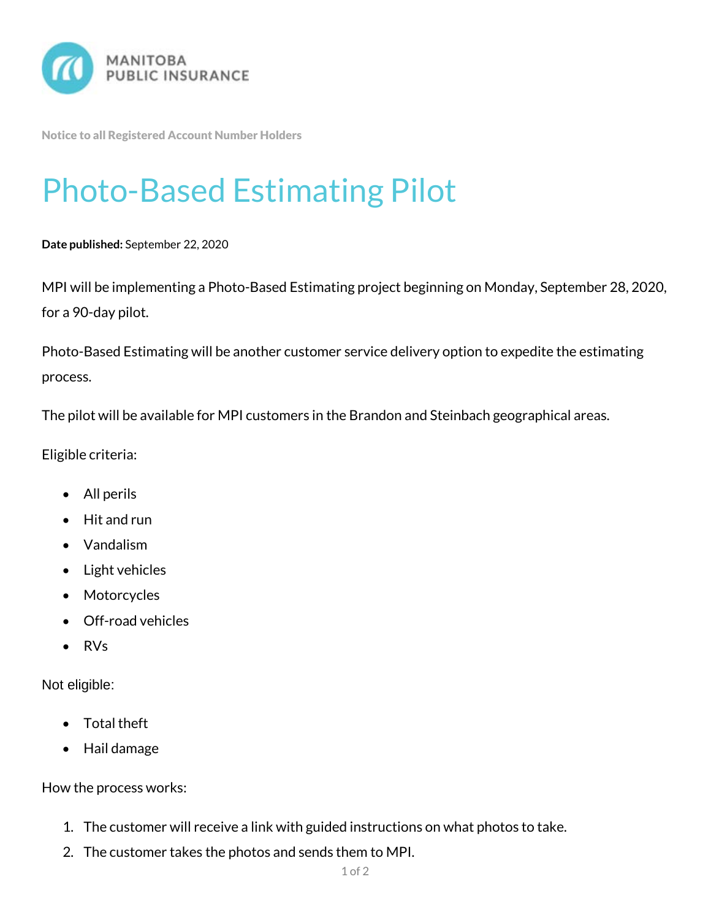MANITOBA PUBLIC INSURANCE

Notice to all Registered Account Number Holders

# Photo-Based Estimating Pilot

**Date published:** September 22, 2020

MPI will be implementing a Photo-Based Estimating project beginning on Monday, September 28, 2020, for a 90-day pilot.

Photo-Based Estimating will be another customer service delivery option to expedite the estimating process.

The pilot will be available for MPI customers in the Brandon and Steinbach geographical areas.

Eligible criteria:

- All perils
- Hit and run
- Vandalism
- Light vehicles
- Motorcycles
- Off-road vehicles
- RVs

Not eligible:

- Total theft
- Hail damage

How the process works:

1. The customer will receive a link with guided instructions on what photos to take.
2. The customer takes the photos and sends them to MPI.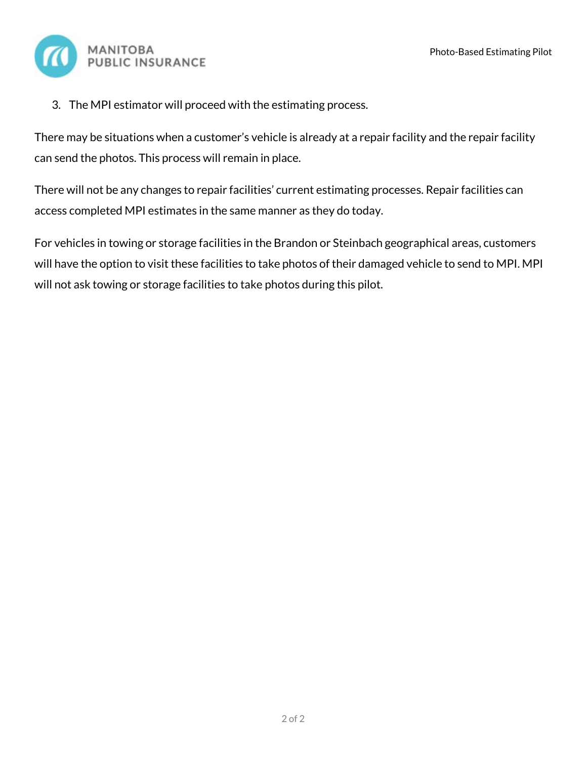3. The MPI estimator will proceed with the estimating process.

There may be situations when a customer's vehicle is already at a repair facility and the repair facility can send the photos. This process will remain in place.

There will not be any changes to repair facilities' current estimating processes. Repair facilities can access completed MPI estimates in the same manner as they do today.

For vehicles in towing or storage facilities in the Brandon or Steinbach geographical areas, customers will have the option to visit these facilities to take photos of their damaged vehicle to send to MPI. MPI will not ask towing or storage facilities to take photos during this pilot.